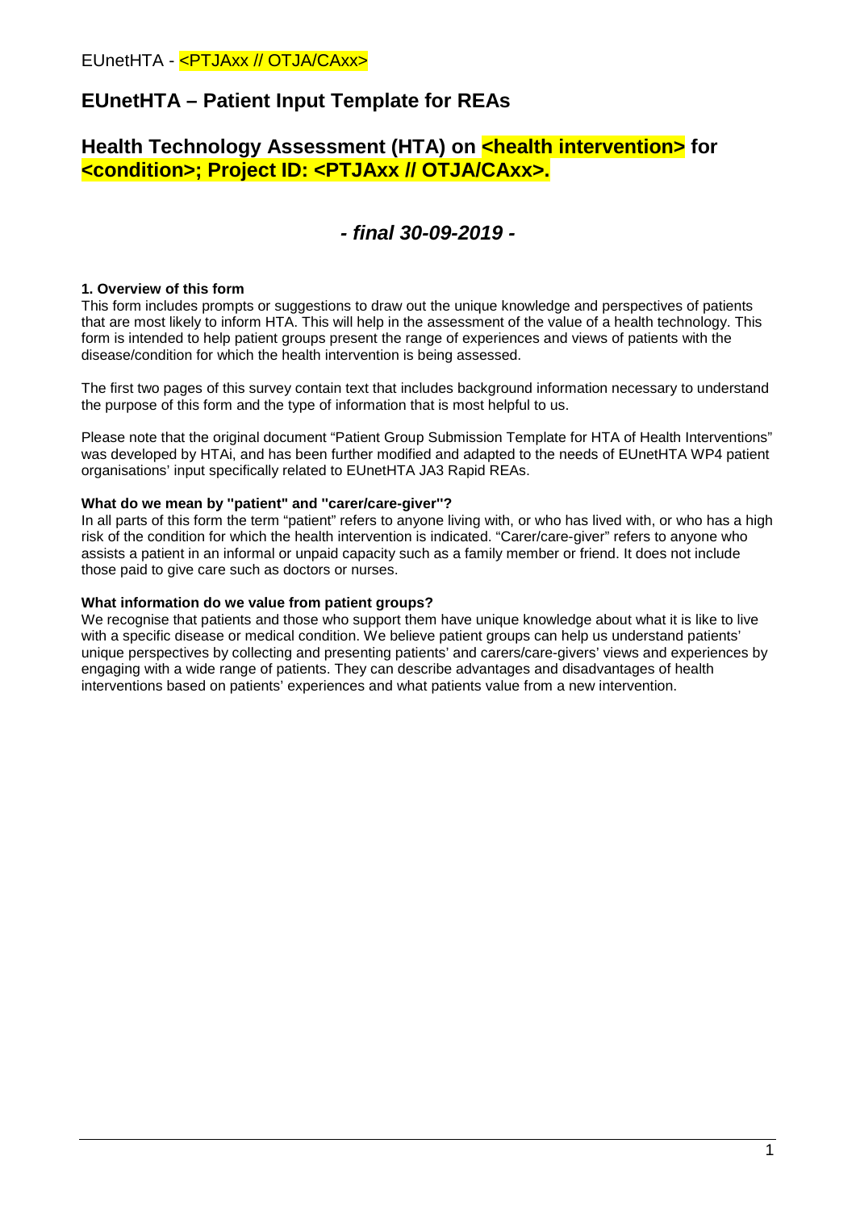# EUnetHTA – Patient Input Template for REAs

## Health Technology Assessment (HTA) on <health intervention> for <condition>; Project ID: <PTJAxx // OTJA/CAxx>.

### *- final 30-09-2019 -*

**1. Overview of this form**

This form includes prompts or suggestions to draw out the unique knowledge and perspectives of patients that are most likely to inform HTA. This will help in the assessment of the value of a health technology. This form is intended to help patient groups present the range of experiences and views of patients with the disease/condition for which the health intervention is being assessed.

The first two pages of this survey contain text that includes background information necessary to understand the purpose of this form and the type of information that is most helpful to us.

Please note that the original document "Patient Group Submission Template for HTA of Health Interventions" was developed by HTAi, and has been further modified and adapted to the needs of EUnetHTA WP4 patient organisations' input specifically related to EUnetHTA JA3 Rapid REAs.

**What do we mean by "patient" and "carer/care-giver"?**

In all parts of this form the term "patient" refers to anyone living with, or who has lived with, or who has a high risk of the condition for which the health intervention is indicated. "Carer/care-giver" refers to anyone who assists a patient in an informal or unpaid capacity such as a family member or friend. It does not include those paid to give care such as doctors or nurses.

**What information do we value from patient groups?**

We recognise that patients and those who support them have unique knowledge about what it is like to live with a specific disease or medical condition. We believe patient groups can help us understand patients' unique perspectives by collecting and presenting patients' and carers/care-givers' views and experiences by engaging with a wide range of patients. They can describe advantages and disadvantages of health interventions based on patients' experiences and what patients value from a new intervention.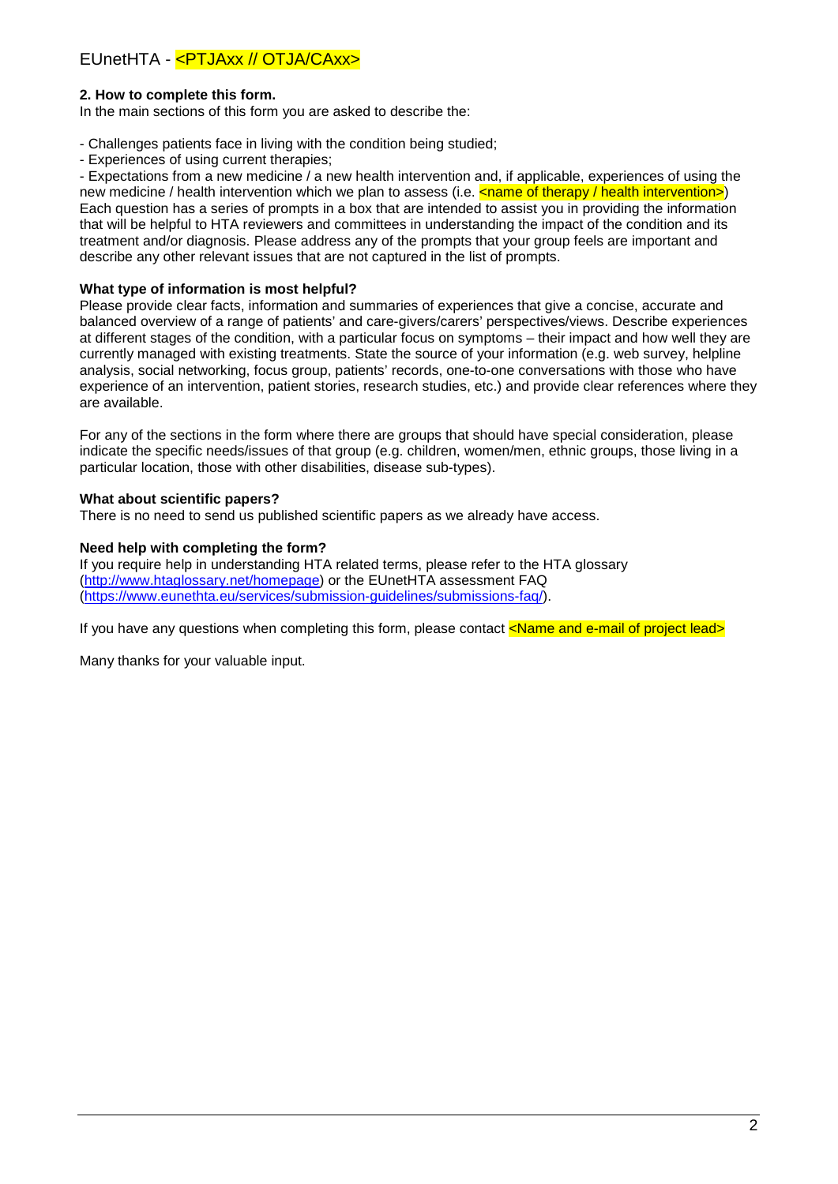## 2. How to complete this form.

In the main sections of this form you are asked to describe the:

- Challenges patients face in living with the condition being studied;
- Experiences of using current therapies;
- Expectations from a new medicine / a new health intervention and, if applicable, experiences of using the new medicine / health intervention which we plan to assess (i.e. <name of therapy / health intervention>)

Each question has a series of prompts in a box that are intended to assist you in providing the information that will be helpful to HTA reviewers and committees in understanding the impact of the condition and its treatment and/or diagnosis. Please address any of the prompts that your group feels are important and describe any other relevant issues that are not captured in the list of prompts.

**What type of information is most helpful?**

Please provide clear facts, information and summaries of experiences that give a concise, accurate and balanced overview of a range of patients' and care-givers/carers' perspectives/views. Describe experiences at different stages of the condition, with a particular focus on symptoms – their impact and how well they are currently managed with existing treatments. State the source of your information (e.g. web survey, helpline analysis, social networking, focus group, patients' records, one-to-one conversations with those who have experience of an intervention, patient stories, research studies, etc.) and provide clear references where they are available.

For any of the sections in the form where there are groups that should have special consideration, please indicate the specific needs/issues of that group (e.g. children, women/men, ethnic groups, those living in a particular location, those with other disabilities, disease sub-types).

**What about scientific papers?**

There is no need to send us published scientific papers as we already have access.

**Need help with completing the form?**

If you require help in understanding HTA related terms, please refer to the HTA glossary (http://www.htaglossary.net/homepage) or the EUnetHTA assessment FAQ (https://www.eunethta.eu/services/submission-guidelines/submissions-faq/).

If you have any questions when completing this form, please contact <Name and e-mail of project lead>

Many thanks for your valuable input.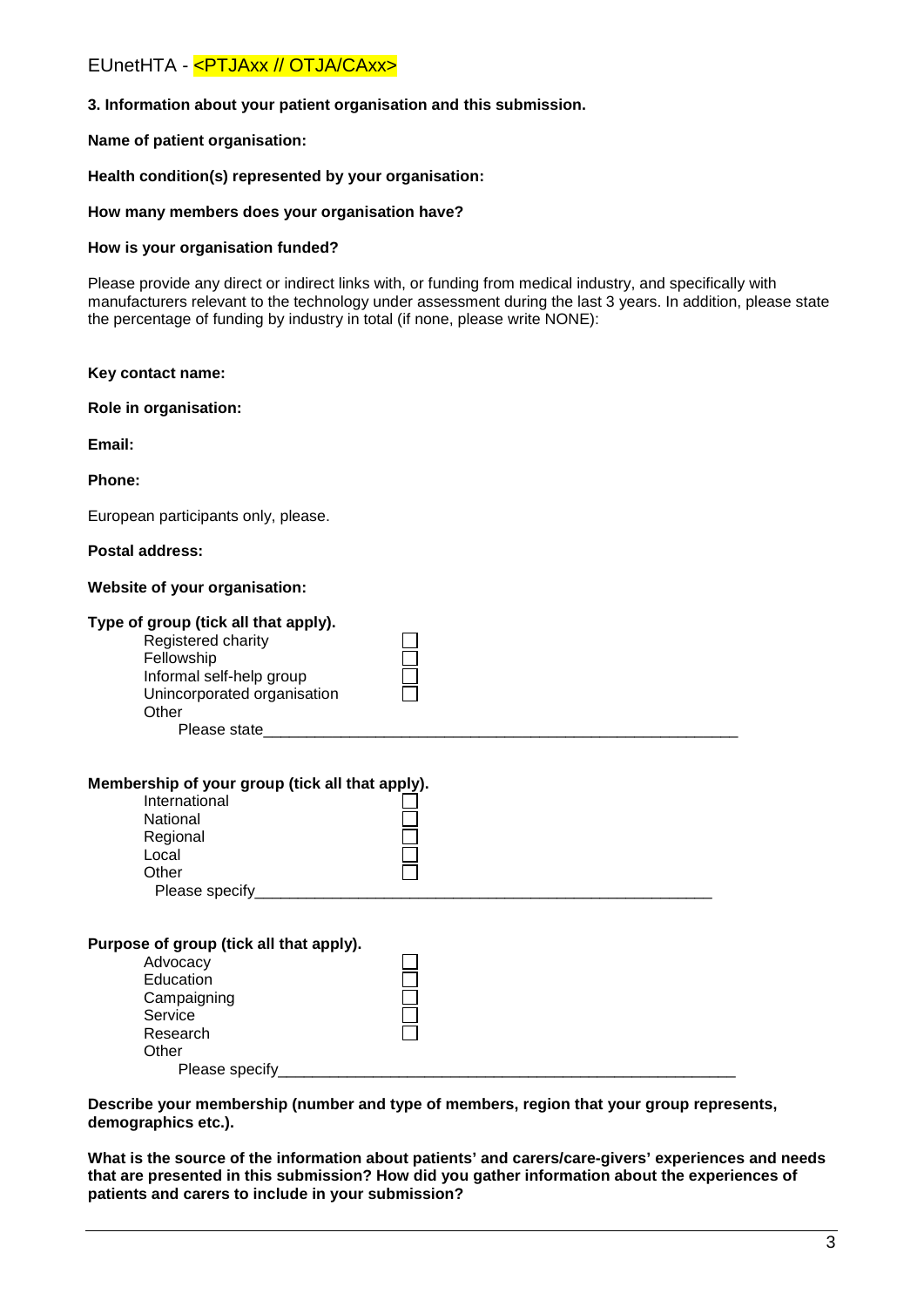**3. Information about your patient organisation and this submission.**

**Name of patient organisation:**

**Health condition(s) represented by your organisation:**

**How many members does your organisation have?**

**How is your organisation funded?**

Please provide any direct or indirect links with, or funding from medical industry, and specifically with manufacturers relevant to the technology under assessment during the last 3 years. In addition, please state the percentage of funding by industry in total (if none, please write NONE):

**Key contact name:**

**Role in organisation:**

**Email:**

**Phone:**

European participants only, please.

**Postal address:**

**Website of your organisation:**

**Type of group (tick all that apply).**

- Registered charity ☐
- Fellowship ☐
- Informal self-help group ☐
- Unincorporated organisation ☐
- Other
  - Please state________________________________________________________

**Membership of your group (tick all that apply).**

- International ☐
- National ☐
- Regional ☐
- Local ☐
- Other ☐
  - Please specify______________________________________________________

**Purpose of group (tick all that apply).**

- Advocacy ☐
- Education ☐
- Campaigning ☐
- Service ☐
- Research ☐
- Other
  - Please specify______________________________________________________

**Describe your membership (number and type of members, region that your group represents, demographics etc.).**

**What is the source of the information about patients' and carers/care-givers' experiences and needs that are presented in this submission? How did you gather information about the experiences of patients and carers to include in your submission?**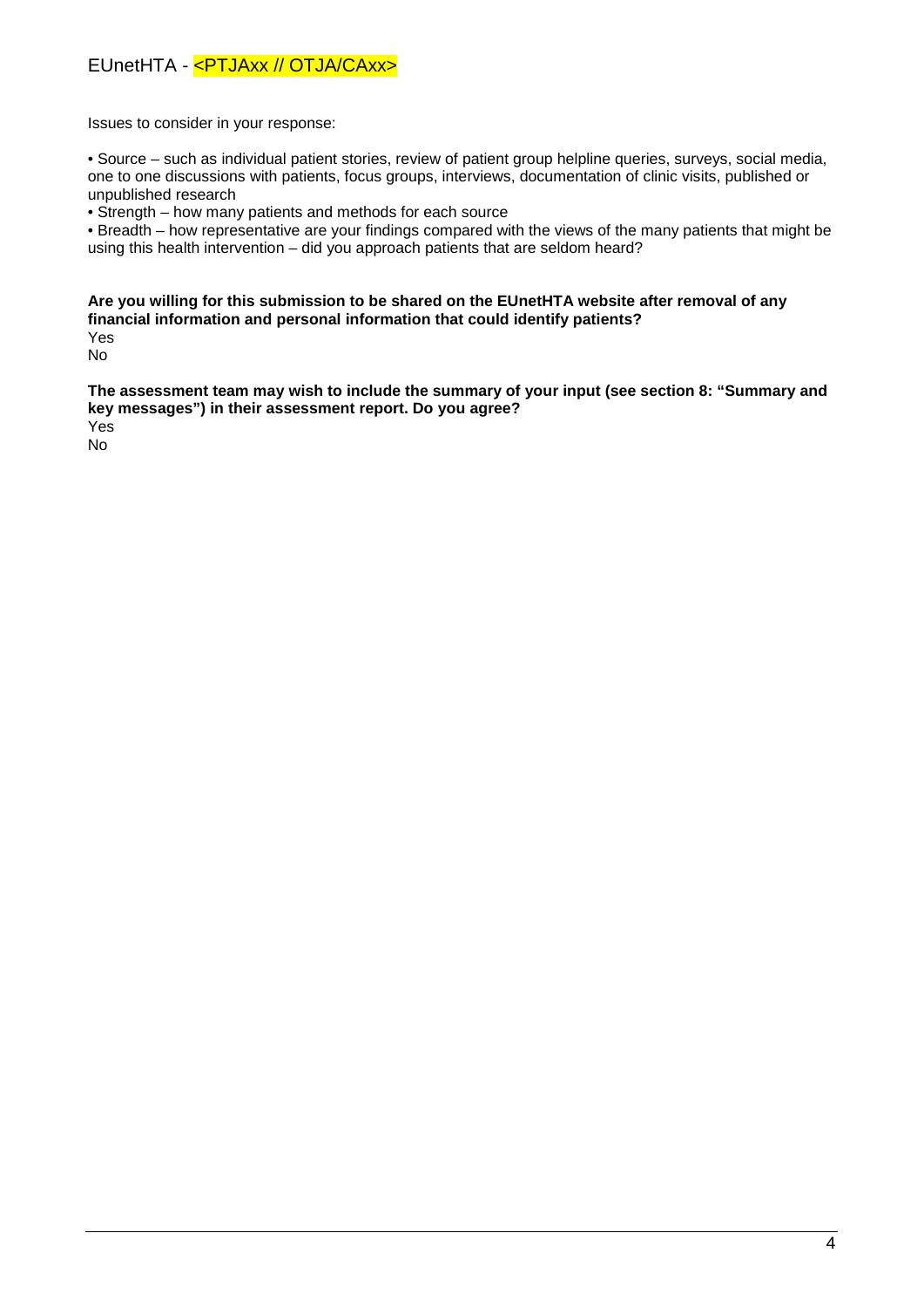Issues to consider in your response:

• Source – such as individual patient stories, review of patient group helpline queries, surveys, social media, one to one discussions with patients, focus groups, interviews, documentation of clinic visits, published or unpublished research

• Strength – how many patients and methods for each source

• Breadth – how representative are your findings compared with the views of the many patients that might be using this health intervention – did you approach patients that are seldom heard?

**Are you willing for this submission to be shared on the EUnetHTA website after removal of any financial information and personal information that could identify patients?**

Yes

No

**The assessment team may wish to include the summary of your input (see section 8: "Summary and key messages") in their assessment report. Do you agree?**

Yes

No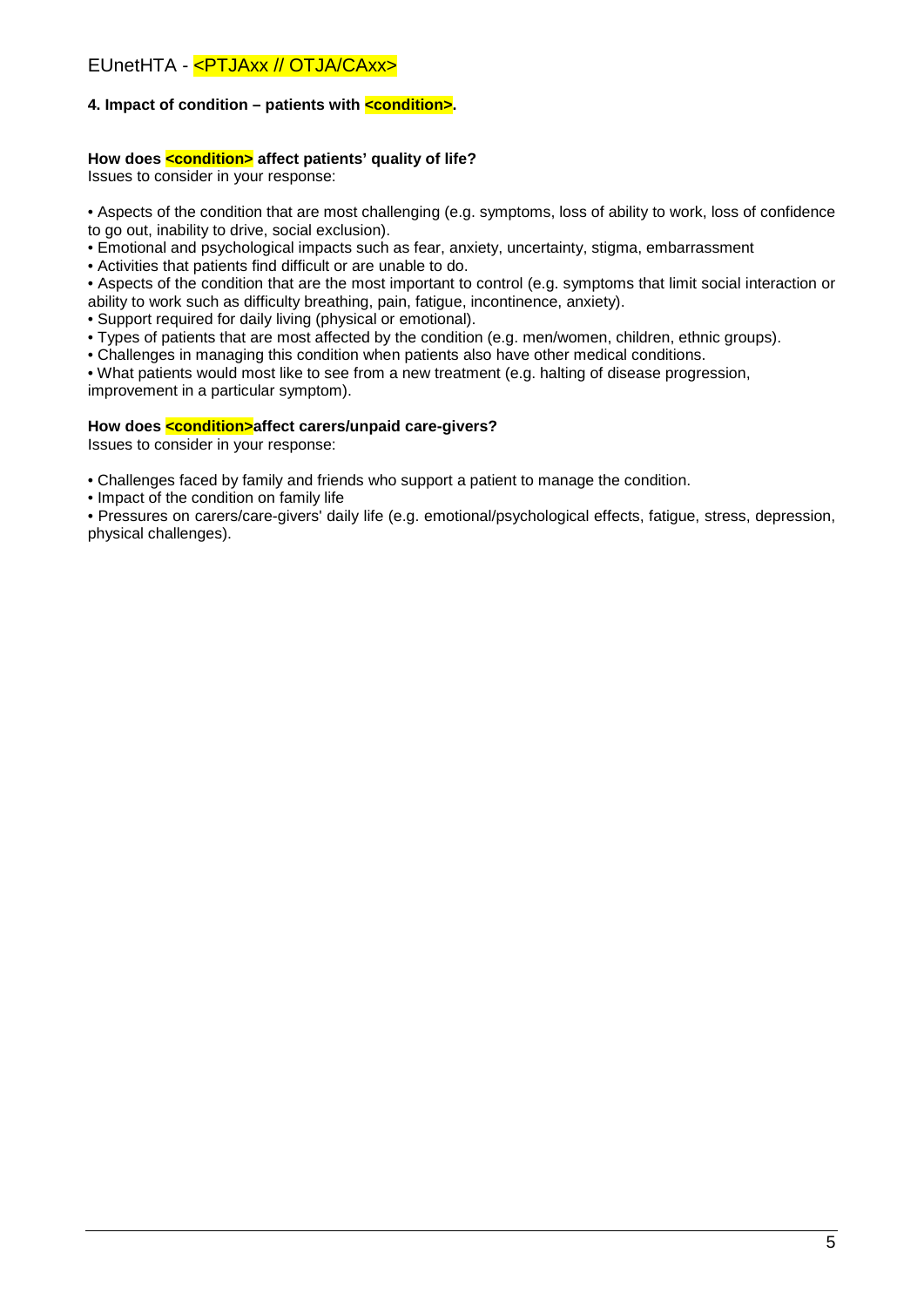**4. Impact of condition – patients with <condition>.**

**How does <condition> affect patients' quality of life?**

Issues to consider in your response:

- Aspects of the condition that are most challenging (e.g. symptoms, loss of ability to work, loss of confidence to go out, inability to drive, social exclusion).
- Emotional and psychological impacts such as fear, anxiety, uncertainty, stigma, embarrassment
- Activities that patients find difficult or are unable to do.
- Aspects of the condition that are the most important to control (e.g. symptoms that limit social interaction or ability to work such as difficulty breathing, pain, fatigue, incontinence, anxiety).
- Support required for daily living (physical or emotional).
- Types of patients that are most affected by the condition (e.g. men/women, children, ethnic groups).
- Challenges in managing this condition when patients also have other medical conditions.
- What patients would most like to see from a new treatment (e.g. halting of disease progression, improvement in a particular symptom).

**How does <condition>affect carers/unpaid care-givers?**

Issues to consider in your response:

- Challenges faced by family and friends who support a patient to manage the condition.
- Impact of the condition on family life
- Pressures on carers/care-givers' daily life (e.g. emotional/psychological effects, fatigue, stress, depression, physical challenges).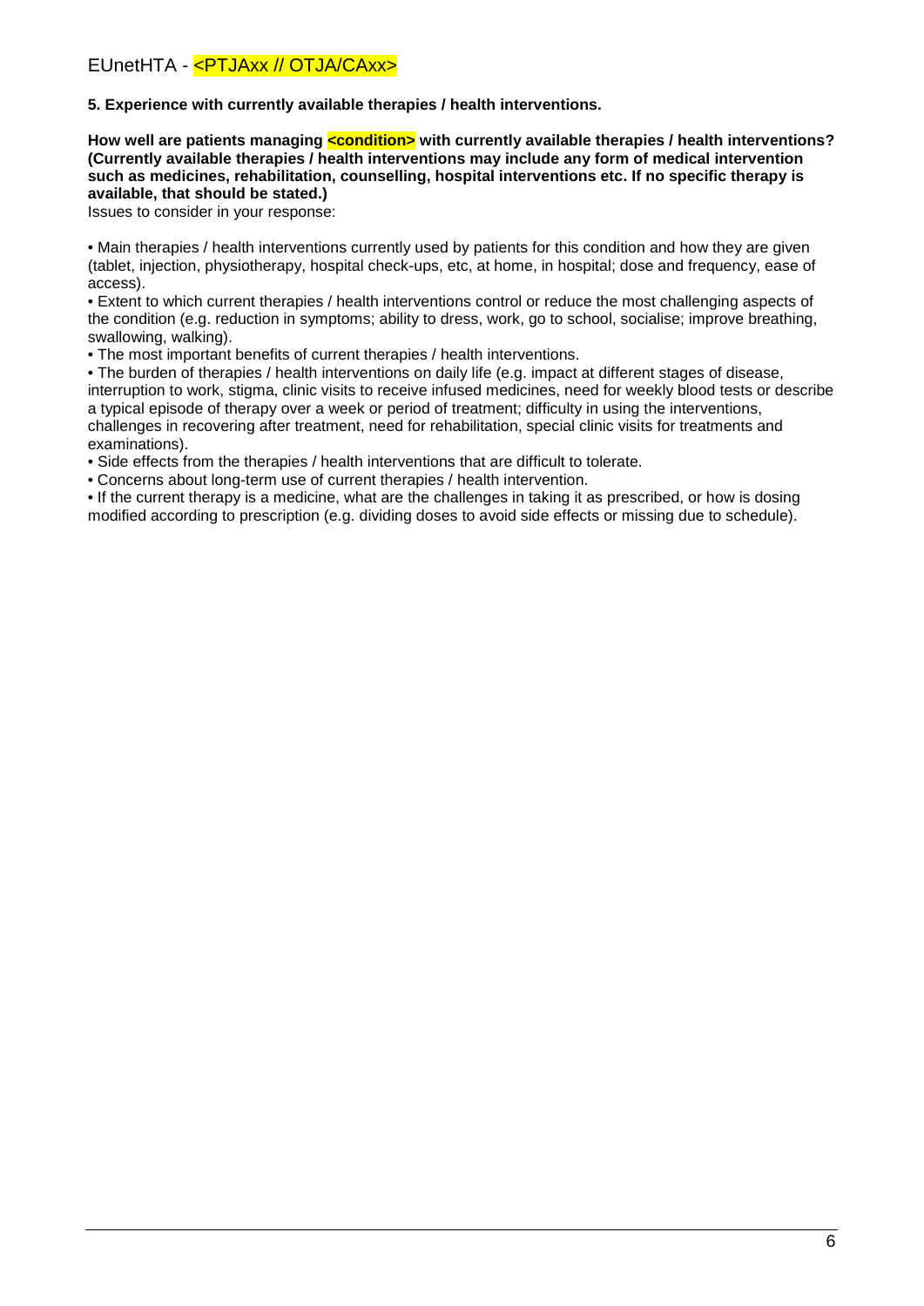**5. Experience with currently available therapies / health interventions.**

**How well are patients managing <condition> with currently available therapies / health interventions? (Currently available therapies / health interventions may include any form of medical intervention such as medicines, rehabilitation, counselling, hospital interventions etc. If no specific therapy is available, that should be stated.)**

Issues to consider in your response:

• Main therapies / health interventions currently used by patients for this condition and how they are given (tablet, injection, physiotherapy, hospital check-ups, etc, at home, in hospital; dose and frequency, ease of access).

• Extent to which current therapies / health interventions control or reduce the most challenging aspects of the condition (e.g. reduction in symptoms; ability to dress, work, go to school, socialise; improve breathing, swallowing, walking).

• The most important benefits of current therapies / health interventions.

• The burden of therapies / health interventions on daily life (e.g. impact at different stages of disease, interruption to work, stigma, clinic visits to receive infused medicines, need for weekly blood tests or describe a typical episode of therapy over a week or period of treatment; difficulty in using the interventions, challenges in recovering after treatment, need for rehabilitation, special clinic visits for treatments and examinations).

• Side effects from the therapies / health interventions that are difficult to tolerate.

• Concerns about long-term use of current therapies / health intervention.

• If the current therapy is a medicine, what are the challenges in taking it as prescribed, or how is dosing modified according to prescription (e.g. dividing doses to avoid side effects or missing due to schedule).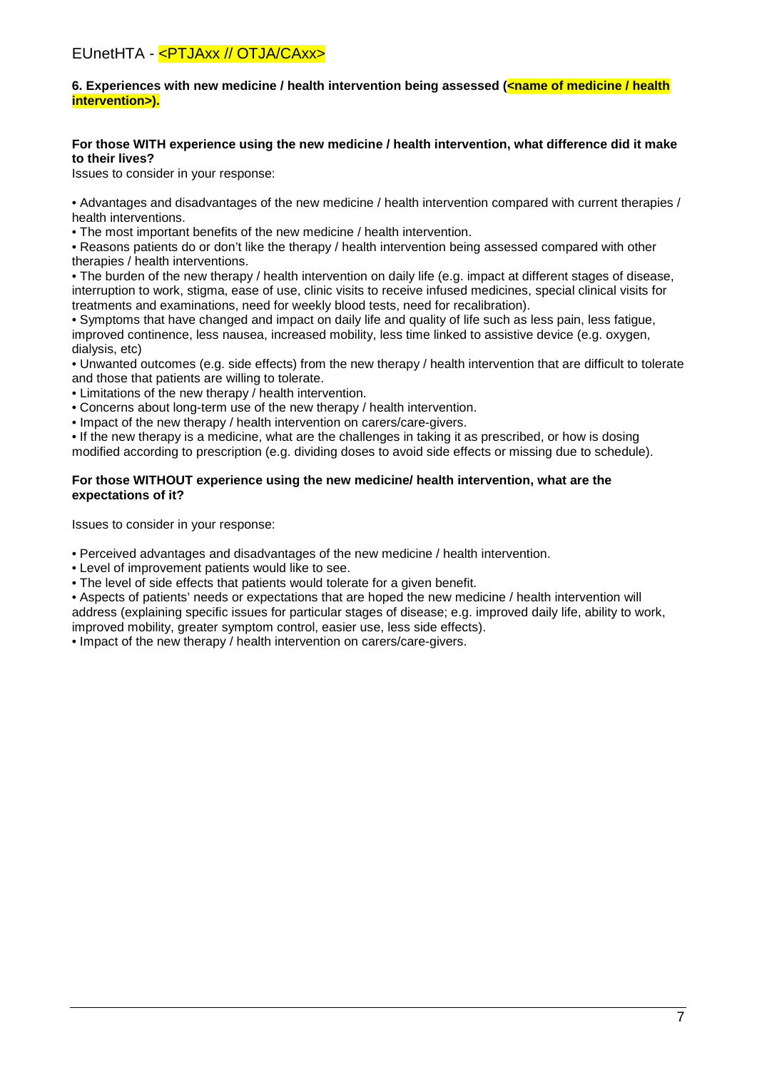**6. Experiences with new medicine / health intervention being assessed (<name of medicine / health intervention>).**

**For those WITH experience using the new medicine / health intervention, what difference did it make to their lives?**

Issues to consider in your response:

- Advantages and disadvantages of the new medicine / health intervention compared with current therapies / health interventions.
- The most important benefits of the new medicine / health intervention.
- Reasons patients do or don't like the therapy / health intervention being assessed compared with other therapies / health interventions.
- The burden of the new therapy / health intervention on daily life (e.g. impact at different stages of disease, interruption to work, stigma, ease of use, clinic visits to receive infused medicines, special clinical visits for treatments and examinations, need for weekly blood tests, need for recalibration).
- Symptoms that have changed and impact on daily life and quality of life such as less pain, less fatigue, improved continence, less nausea, increased mobility, less time linked to assistive device (e.g. oxygen, dialysis, etc)
- Unwanted outcomes (e.g. side effects) from the new therapy / health intervention that are difficult to tolerate and those that patients are willing to tolerate.
- Limitations of the new therapy / health intervention.
- Concerns about long-term use of the new therapy / health intervention.
- Impact of the new therapy / health intervention on carers/care-givers.
- If the new therapy is a medicine, what are the challenges in taking it as prescribed, or how is dosing modified according to prescription (e.g. dividing doses to avoid side effects or missing due to schedule).

**For those WITHOUT experience using the new medicine/ health intervention, what are the expectations of it?**

Issues to consider in your response:

- Perceived advantages and disadvantages of the new medicine / health intervention.
- Level of improvement patients would like to see.
- The level of side effects that patients would tolerate for a given benefit.
- Aspects of patients' needs or expectations that are hoped the new medicine / health intervention will address (explaining specific issues for particular stages of disease; e.g. improved daily life, ability to work, improved mobility, greater symptom control, easier use, less side effects).
- Impact of the new therapy / health intervention on carers/care-givers.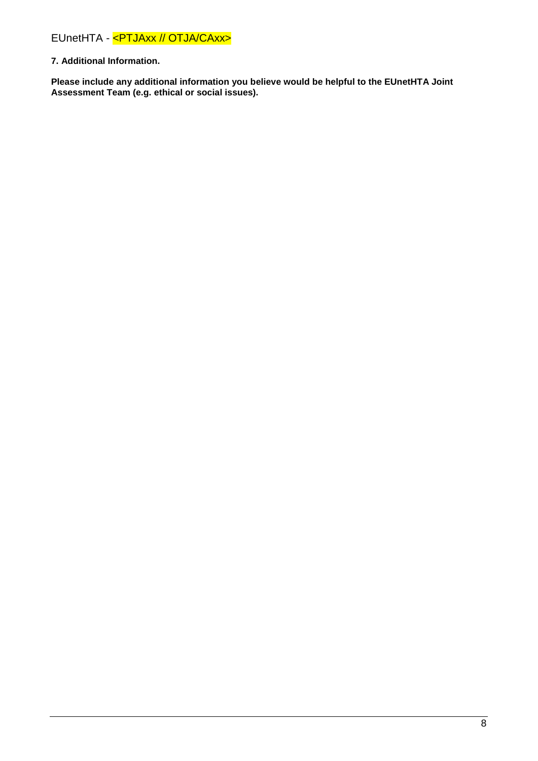**7. Additional Information.**

**Please include any additional information you believe would be helpful to the EUnetHTA Joint Assessment Team (e.g. ethical or social issues).**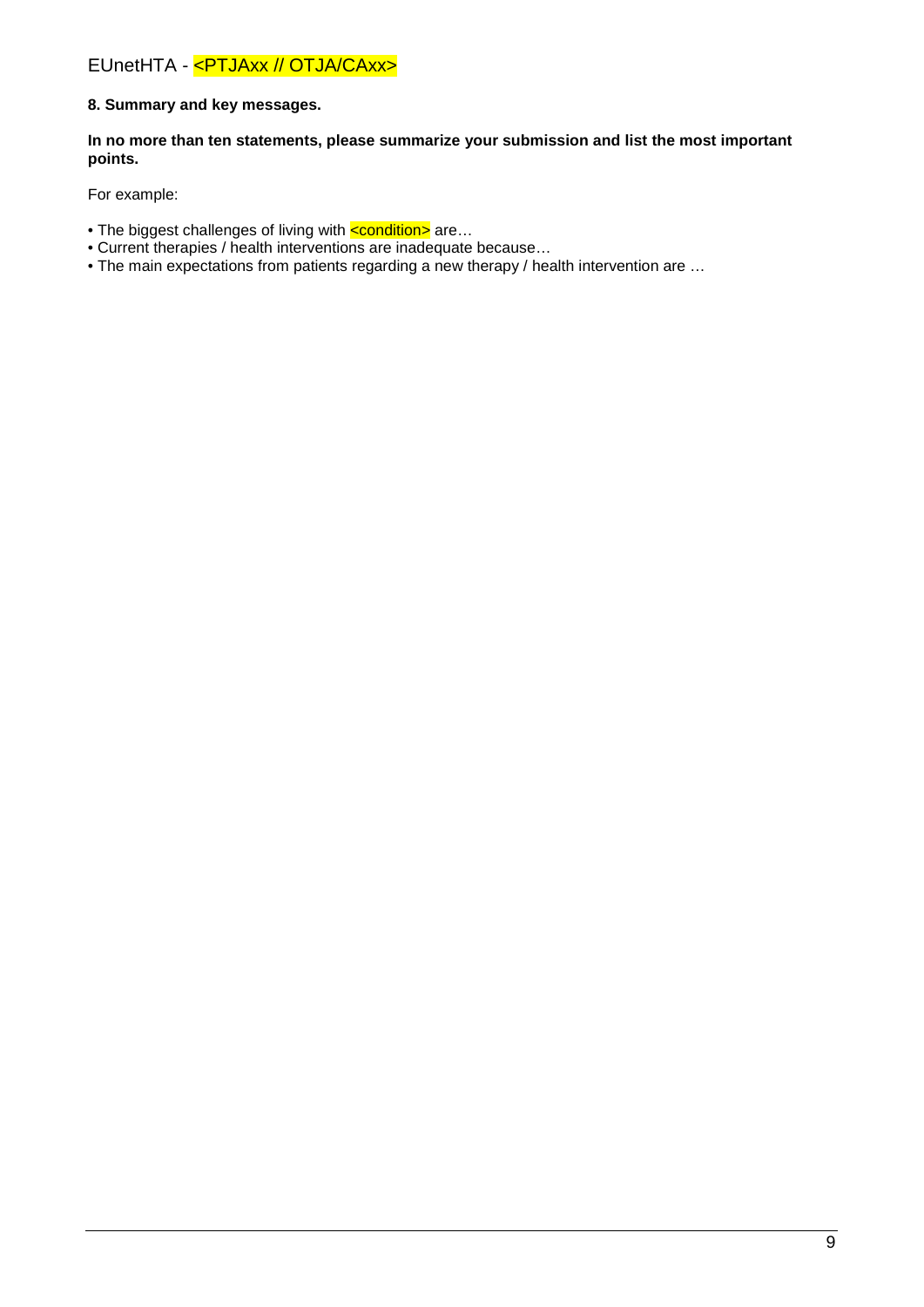**8. Summary and key messages.**

**In no more than ten statements, please summarize your submission and list the most important points.**

For example:

- The biggest challenges of living with <condition> are…
- Current therapies / health interventions are inadequate because…
- The main expectations from patients regarding a new therapy / health intervention are …